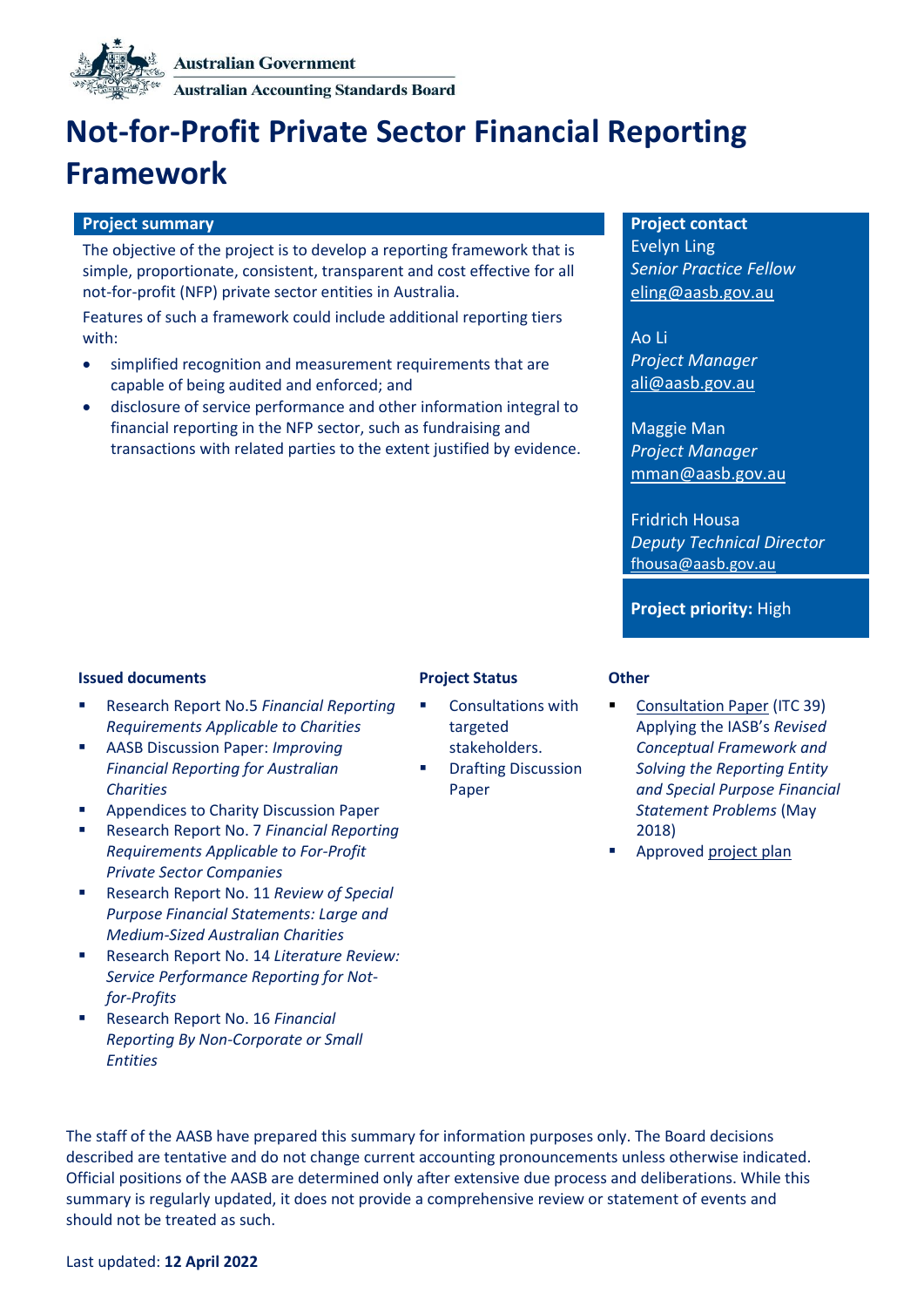Australian Government

Australian Accounting Standards Board

# Not-for-Profit Private Sector Financial Reporting Framework

## Project summary

The objective of the project is to develop a reporting framework that is simple, proportionate, consistent, transparent and cost effective for all not-for-profit (NFP) private sector entities in Australia.

Features of such a framework could include additional reporting tiers with:

- simplified recognition and measurement requirements that are capable of being audited and enforced; and
- disclosure of service performance and other information integral to financial reporting in the NFP sector, such as fundraising and transactions with related parties to the extent justified by evidence.

## Project contact

Evelyn Ling
*Senior Practice Fellow*
eling@aasb.gov.au

Ao Li
*Project Manager*
ali@aasb.gov.au

Maggie Man
*Project Manager*
mman@aasb.gov.au

Fridrich Housa
*Deputy Technical Director*
fhousa@aasb.gov.au

**Project priority:** High

### Issued documents

- Research Report No.5 *Financial Reporting Requirements Applicable to Charities*
- AASB Discussion Paper: *Improving Financial Reporting for Australian Charities*
- Appendices to Charity Discussion Paper
- Research Report No. 7 *Financial Reporting Requirements Applicable to For-Profit Private Sector Companies*
- Research Report No. 11 *Review of Special Purpose Financial Statements: Large and Medium-Sized Australian Charities*
- Research Report No. 14 *Literature Review: Service Performance Reporting for Not-for-Profits*
- Research Report No. 16 *Financial Reporting By Non-Corporate or Small Entities*

### Project Status

- Consultations with targeted stakeholders.
- Drafting Discussion Paper

### Other

- Consultation Paper (ITC 39) Applying the IASB's *Revised Conceptual Framework and Solving the Reporting Entity and Special Purpose Financial Statement Problems* (May 2018)
- Approved project plan

The staff of the AASB have prepared this summary for information purposes only. The Board decisions described are tentative and do not change current accounting pronouncements unless otherwise indicated. Official positions of the AASB are determined only after extensive due process and deliberations. While this summary is regularly updated, it does not provide a comprehensive review or statement of events and should not be treated as such.

Last updated: **12 April 2022**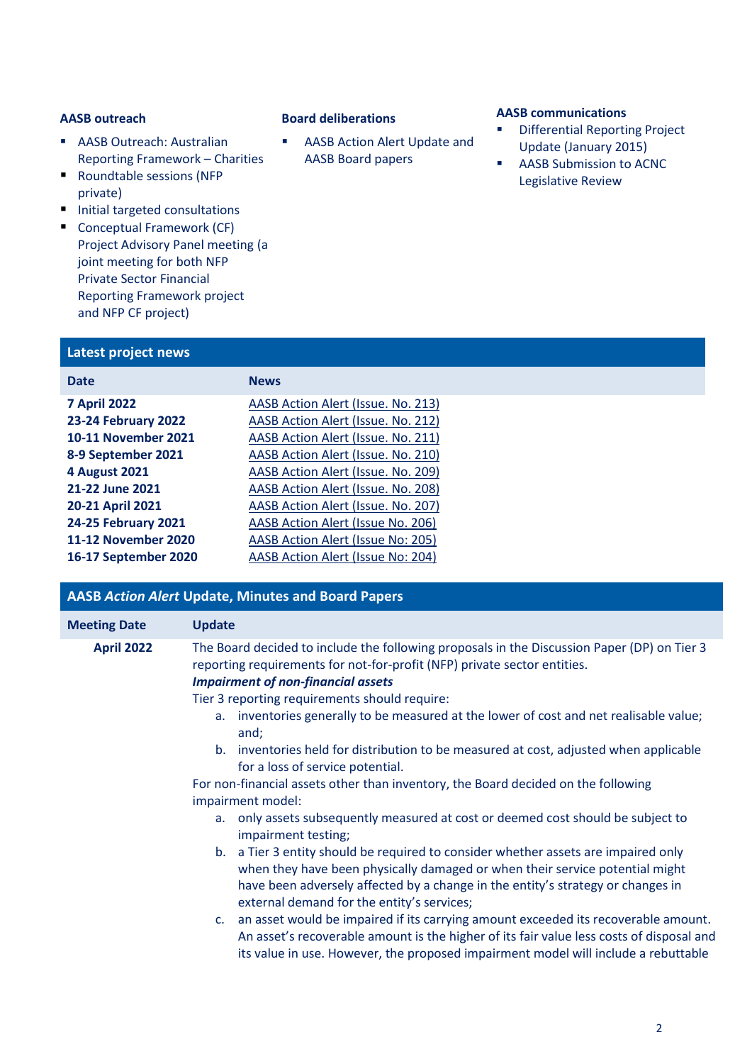**AASB outreach**

- AASB Outreach: Australian Reporting Framework – Charities
- Roundtable sessions (NFP private)
- Initial targeted consultations
- Conceptual Framework (CF) Project Advisory Panel meeting (a joint meeting for both NFP Private Sector Financial Reporting Framework project and NFP CF project)

**Board deliberations**

- AASB Action Alert Update and AASB Board papers

**AASB communications**

- Differential Reporting Project Update (January 2015)
- AASB Submission to ACNC Legislative Review

## Latest project news

| Date | News |
|---|---|
| **7 April 2022** | AASB Action Alert (Issue. No. 213) |
| **23-24 February 2022** | AASB Action Alert (Issue. No. 212) |
| **10-11 November 2021** | AASB Action Alert (Issue. No. 211) |
| **8-9 September 2021** | AASB Action Alert (Issue. No. 210) |
| **4 August 2021** | AASB Action Alert (Issue. No. 209) |
| **21-22 June 2021** | AASB Action Alert (Issue. No. 208) |
| **20-21 April 2021** | AASB Action Alert (Issue. No. 207) |
| **24-25 February 2021** | AASB Action Alert (Issue No. 206) |
| **11-12 November 2020** | AASB Action Alert (Issue No: 205) |
| **16-17 September 2020** | AASB Action Alert (Issue No: 204) |

## AASB *Action Alert* Update, Minutes and Board Papers

| Meeting Date | Update |
|---|---|
| **April 2022** | The Board decided to include the following proposals in the Discussion Paper (DP) on Tier 3 reporting requirements for not-for-profit (NFP) private sector entities.<br>***Impairment of non-financial assets***<br>Tier 3 reporting requirements should require:<br>a. inventories generally to be measured at the lower of cost and net realisable value; and;<br>b. inventories held for distribution to be measured at cost, adjusted when applicable for a loss of service potential.<br>For non-financial assets other than inventory, the Board decided on the following impairment model:<br>a. only assets subsequently measured at cost or deemed cost should be subject to impairment testing;<br>b. a Tier 3 entity should be required to consider whether assets are impaired only when they have been physically damaged or when their service potential might have been adversely affected by a change in the entity's strategy or changes in external demand for the entity's services;<br>c. an asset would be impaired if its carrying amount exceeded its recoverable amount. An asset's recoverable amount is the higher of its fair value less costs of disposal and its value in use. However, the proposed impairment model will include a rebuttable |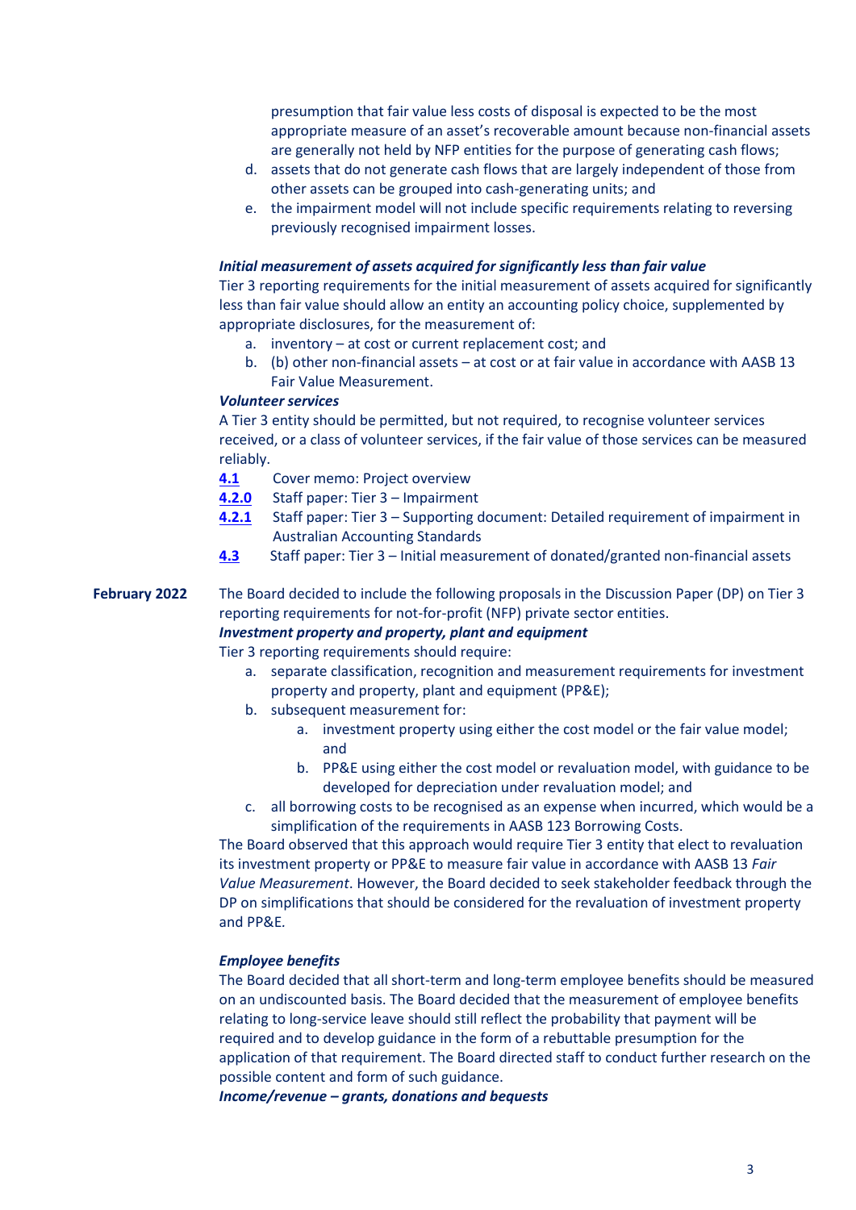presumption that fair value less costs of disposal is expected to be the most appropriate measure of an asset's recoverable amount because non-financial assets are generally not held by NFP entities for the purpose of generating cash flows;

d. assets that do not generate cash flows that are largely independent of those from other assets can be grouped into cash-generating units; and
e. the impairment model will not include specific requirements relating to reversing previously recognised impairment losses.

***Initial measurement of assets acquired for significantly less than fair value***

Tier 3 reporting requirements for the initial measurement of assets acquired for significantly less than fair value should allow an entity an accounting policy choice, supplemented by appropriate disclosures, for the measurement of:

a. inventory – at cost or current replacement cost; and
b. (b) other non-financial assets – at cost or at fair value in accordance with AASB 13 Fair Value Measurement.

***Volunteer services***

A Tier 3 entity should be permitted, but not required, to recognise volunteer services received, or a class of volunteer services, if the fair value of those services can be measured reliably.

**4.1** Cover memo: Project overview
**4.2.0** Staff paper: Tier 3 – Impairment
**4.2.1** Staff paper: Tier 3 – Supporting document: Detailed requirement of impairment in Australian Accounting Standards
**4.3** Staff paper: Tier 3 – Initial measurement of donated/granted non-financial assets

**February 2022**

The Board decided to include the following proposals in the Discussion Paper (DP) on Tier 3 reporting requirements for not-for-profit (NFP) private sector entities.

***Investment property and property, plant and equipment***

Tier 3 reporting requirements should require:

a. separate classification, recognition and measurement requirements for investment property and property, plant and equipment (PP&E);
b. subsequent measurement for:
   a. investment property using either the cost model or the fair value model; and
   b. PP&E using either the cost model or revaluation model, with guidance to be developed for depreciation under revaluation model; and
c. all borrowing costs to be recognised as an expense when incurred, which would be a simplification of the requirements in AASB 123 Borrowing Costs.

The Board observed that this approach would require Tier 3 entity that elect to revaluation its investment property or PP&E to measure fair value in accordance with AASB 13 *Fair Value Measurement*. However, the Board decided to seek stakeholder feedback through the DP on simplifications that should be considered for the revaluation of investment property and PP&E.

***Employee benefits***

The Board decided that all short-term and long-term employee benefits should be measured on an undiscounted basis. The Board decided that the measurement of employee benefits relating to long-service leave should still reflect the probability that payment will be required and to develop guidance in the form of a rebuttable presumption for the application of that requirement. The Board directed staff to conduct further research on the possible content and form of such guidance.

***Income/revenue – grants, donations and bequests***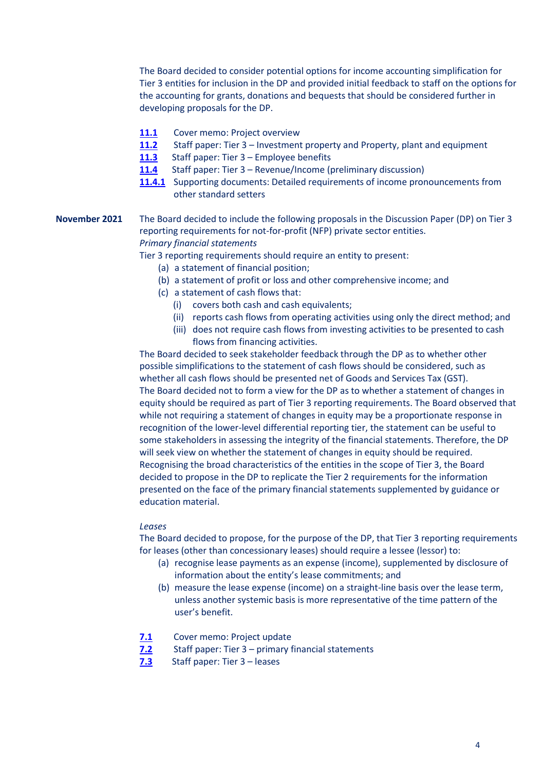The Board decided to consider potential options for income accounting simplification for Tier 3 entities for inclusion in the DP and provided initial feedback to staff on the options for the accounting for grants, donations and bequests that should be considered further in developing proposals for the DP.

**11.1** Cover memo: Project overview
**11.2** Staff paper: Tier 3 – Investment property and Property, plant and equipment
**11.3** Staff paper: Tier 3 – Employee benefits
**11.4** Staff paper: Tier 3 – Revenue/Income (preliminary discussion)
**11.4.1** Supporting documents: Detailed requirements of income pronouncements from other standard setters

**November 2021**

The Board decided to include the following proposals in the Discussion Paper (DP) on Tier 3 reporting requirements for not-for-profit (NFP) private sector entities.

*Primary financial statements*

Tier 3 reporting requirements should require an entity to present:

(a) a statement of financial position;
(b) a statement of profit or loss and other comprehensive income; and
(c) a statement of cash flows that:
   (i) covers both cash and cash equivalents;
   (ii) reports cash flows from operating activities using only the direct method; and
   (iii) does not require cash flows from investing activities to be presented to cash flows from financing activities.

The Board decided to seek stakeholder feedback through the DP as to whether other possible simplifications to the statement of cash flows should be considered, such as whether all cash flows should be presented net of Goods and Services Tax (GST).

The Board decided not to form a view for the DP as to whether a statement of changes in equity should be required as part of Tier 3 reporting requirements. The Board observed that while not requiring a statement of changes in equity may be a proportionate response in recognition of the lower-level differential reporting tier, the statement can be useful to some stakeholders in assessing the integrity of the financial statements. Therefore, the DP will seek view on whether the statement of changes in equity should be required.

Recognising the broad characteristics of the entities in the scope of Tier 3, the Board decided to propose in the DP to replicate the Tier 2 requirements for the information presented on the face of the primary financial statements supplemented by guidance or education material.

*Leases*

The Board decided to propose, for the purpose of the DP, that Tier 3 reporting requirements for leases (other than concessionary leases) should require a lessee (lessor) to:

(a) recognise lease payments as an expense (income), supplemented by disclosure of information about the entity's lease commitments; and
(b) measure the lease expense (income) on a straight-line basis over the lease term, unless another systemic basis is more representative of the time pattern of the user's benefit.

**7.1** Cover memo: Project update
**7.2** Staff paper: Tier 3 – primary financial statements
**7.3** Staff paper: Tier 3 – leases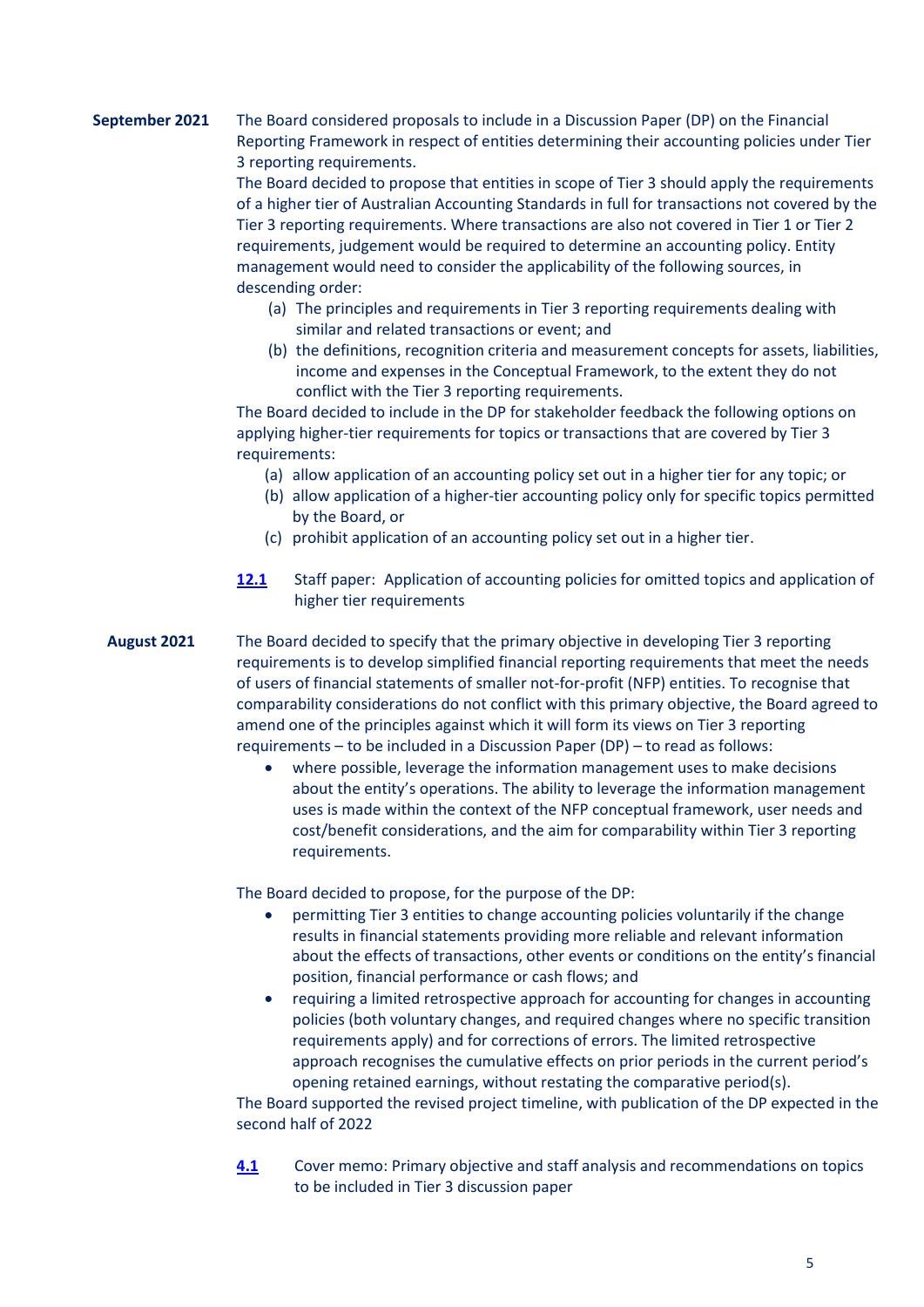**September 2021**

The Board considered proposals to include in a Discussion Paper (DP) on the Financial Reporting Framework in respect of entities determining their accounting policies under Tier 3 reporting requirements.

The Board decided to propose that entities in scope of Tier 3 should apply the requirements of a higher tier of Australian Accounting Standards in full for transactions not covered by the Tier 3 reporting requirements. Where transactions are also not covered in Tier 1 or Tier 2 requirements, judgement would be required to determine an accounting policy. Entity management would need to consider the applicability of the following sources, in descending order:

(a) The principles and requirements in Tier 3 reporting requirements dealing with similar and related transactions or event; and

(b) the definitions, recognition criteria and measurement concepts for assets, liabilities, income and expenses in the Conceptual Framework, to the extent they do not conflict with the Tier 3 reporting requirements.

The Board decided to include in the DP for stakeholder feedback the following options on applying higher-tier requirements for topics or transactions that are covered by Tier 3 requirements:

(a) allow application of an accounting policy set out in a higher tier for any topic; or

(b) allow application of a higher-tier accounting policy only for specific topics permitted by the Board, or

(c) prohibit application of an accounting policy set out in a higher tier.

**12.1** Staff paper: Application of accounting policies for omitted topics and application of higher tier requirements

**August 2021**

The Board decided to specify that the primary objective in developing Tier 3 reporting requirements is to develop simplified financial reporting requirements that meet the needs of users of financial statements of smaller not-for-profit (NFP) entities. To recognise that comparability considerations do not conflict with this primary objective, the Board agreed to amend one of the principles against which it will form its views on Tier 3 reporting requirements – to be included in a Discussion Paper (DP) – to read as follows:

- where possible, leverage the information management uses to make decisions about the entity's operations. The ability to leverage the information management uses is made within the context of the NFP conceptual framework, user needs and cost/benefit considerations, and the aim for comparability within Tier 3 reporting requirements.

The Board decided to propose, for the purpose of the DP:

- permitting Tier 3 entities to change accounting policies voluntarily if the change results in financial statements providing more reliable and relevant information about the effects of transactions, other events or conditions on the entity's financial position, financial performance or cash flows; and
- requiring a limited retrospective approach for accounting for changes in accounting policies (both voluntary changes, and required changes where no specific transition requirements apply) and for corrections of errors. The limited retrospective approach recognises the cumulative effects on prior periods in the current period's opening retained earnings, without restating the comparative period(s).

The Board supported the revised project timeline, with publication of the DP expected in the second half of 2022

**4.1** Cover memo: Primary objective and staff analysis and recommendations on topics to be included in Tier 3 discussion paper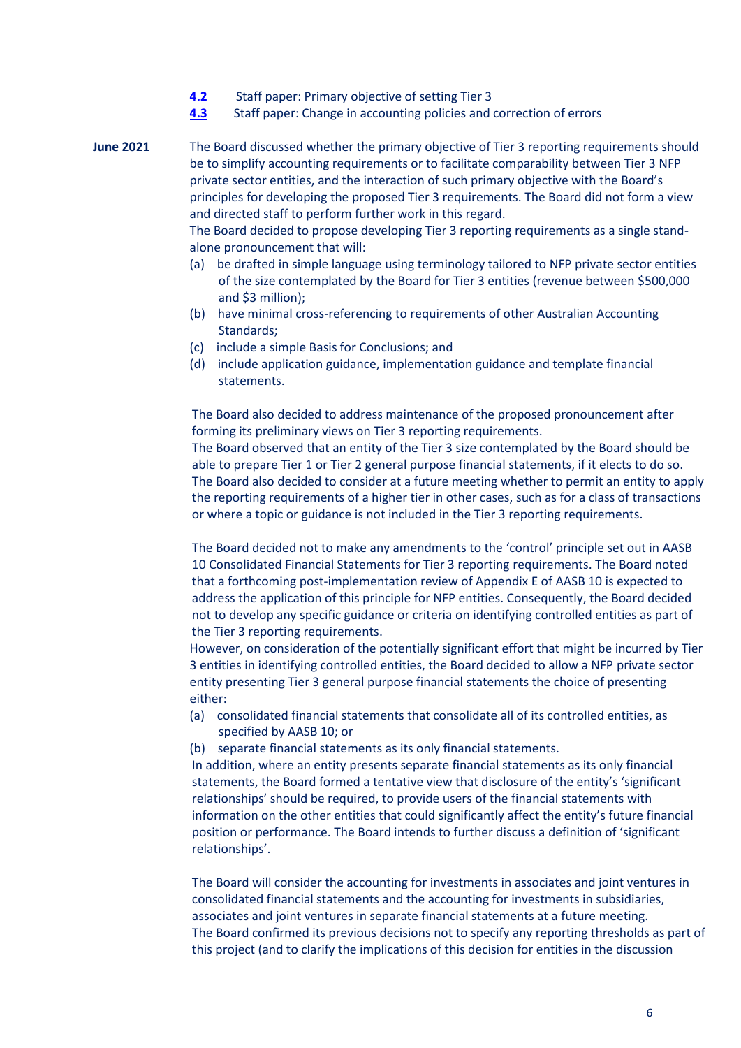**4.2** Staff paper: Primary objective of setting Tier 3

**4.3** Staff paper: Change in accounting policies and correction of errors

**June 2021**

The Board discussed whether the primary objective of Tier 3 reporting requirements should be to simplify accounting requirements or to facilitate comparability between Tier 3 NFP private sector entities, and the interaction of such primary objective with the Board's principles for developing the proposed Tier 3 requirements. The Board did not form a view and directed staff to perform further work in this regard.

The Board decided to propose developing Tier 3 reporting requirements as a single stand-alone pronouncement that will:

(a) be drafted in simple language using terminology tailored to NFP private sector entities of the size contemplated by the Board for Tier 3 entities (revenue between $500,000 and $3 million);

(b) have minimal cross-referencing to requirements of other Australian Accounting Standards;

(c) include a simple Basis for Conclusions; and

(d) include application guidance, implementation guidance and template financial statements.

The Board also decided to address maintenance of the proposed pronouncement after forming its preliminary views on Tier 3 reporting requirements.

The Board observed that an entity of the Tier 3 size contemplated by the Board should be able to prepare Tier 1 or Tier 2 general purpose financial statements, if it elects to do so. The Board also decided to consider at a future meeting whether to permit an entity to apply the reporting requirements of a higher tier in other cases, such as for a class of transactions or where a topic or guidance is not included in the Tier 3 reporting requirements.

The Board decided not to make any amendments to the 'control' principle set out in AASB 10 Consolidated Financial Statements for Tier 3 reporting requirements. The Board noted that a forthcoming post-implementation review of Appendix E of AASB 10 is expected to address the application of this principle for NFP entities. Consequently, the Board decided not to develop any specific guidance or criteria on identifying controlled entities as part of the Tier 3 reporting requirements.

However, on consideration of the potentially significant effort that might be incurred by Tier 3 entities in identifying controlled entities, the Board decided to allow a NFP private sector entity presenting Tier 3 general purpose financial statements the choice of presenting either:

(a) consolidated financial statements that consolidate all of its controlled entities, as specified by AASB 10; or

(b) separate financial statements as its only financial statements.

In addition, where an entity presents separate financial statements as its only financial statements, the Board formed a tentative view that disclosure of the entity's 'significant relationships' should be required, to provide users of the financial statements with information on the other entities that could significantly affect the entity's future financial position or performance. The Board intends to further discuss a definition of 'significant relationships'.

The Board will consider the accounting for investments in associates and joint ventures in consolidated financial statements and the accounting for investments in subsidiaries, associates and joint ventures in separate financial statements at a future meeting.

The Board confirmed its previous decisions not to specify any reporting thresholds as part of this project (and to clarify the implications of this decision for entities in the discussion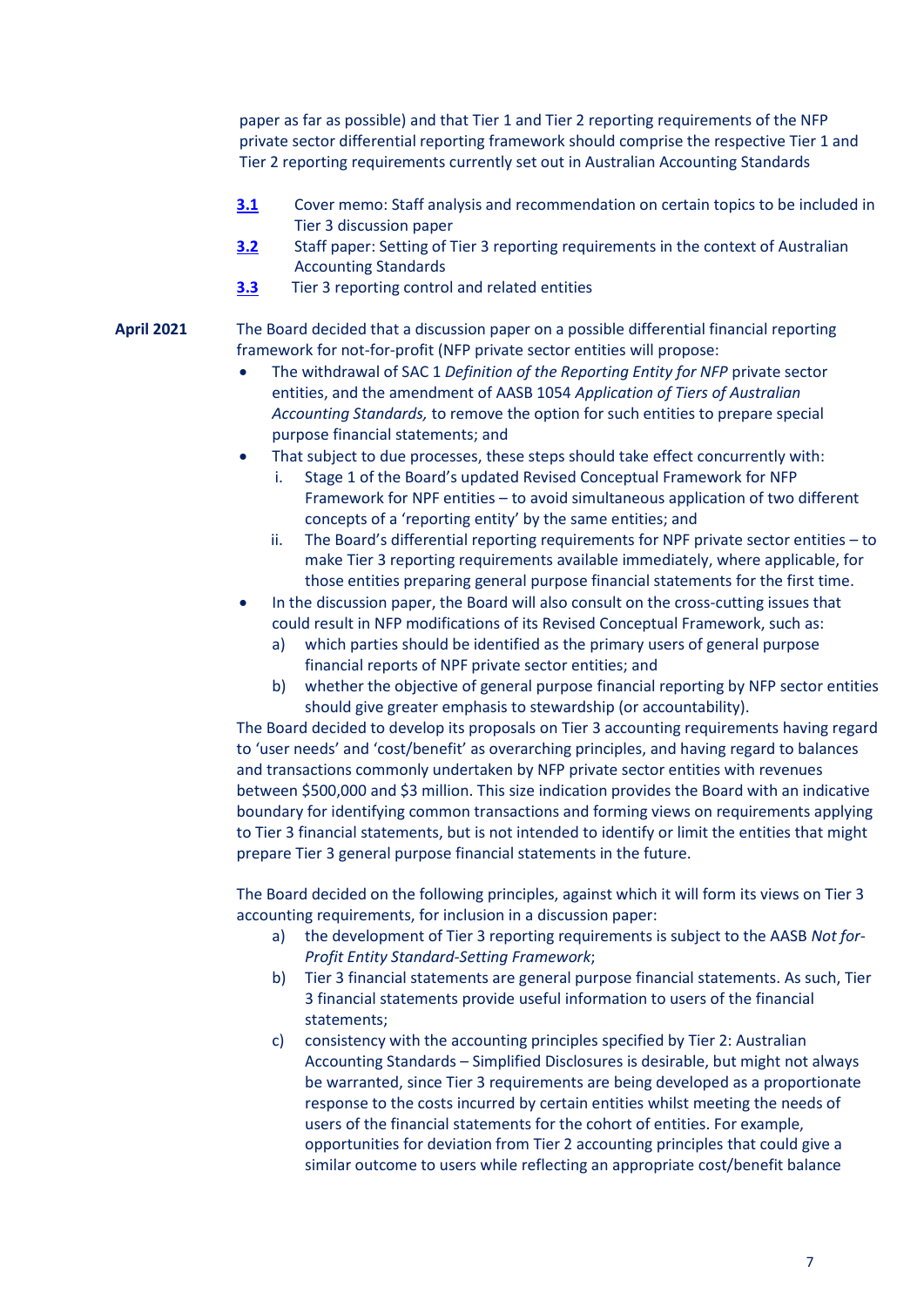paper as far as possible) and that Tier 1 and Tier 2 reporting requirements of the NFP private sector differential reporting framework should comprise the respective Tier 1 and Tier 2 reporting requirements currently set out in Australian Accounting Standards

- **3.1** Cover memo: Staff analysis and recommendation on certain topics to be included in Tier 3 discussion paper
- **3.2** Staff paper: Setting of Tier 3 reporting requirements in the context of Australian Accounting Standards
- **3.3** Tier 3 reporting control and related entities

**April 2021**

The Board decided that a discussion paper on a possible differential financial reporting framework for not-for-profit (NFP private sector entities will propose:

- The withdrawal of SAC 1 *Definition of the Reporting Entity for NFP* private sector entities, and the amendment of AASB 1054 *Application of Tiers of Australian Accounting Standards,* to remove the option for such entities to prepare special purpose financial statements; and
- That subject to due processes, these steps should take effect concurrently with:
  i. Stage 1 of the Board's updated Revised Conceptual Framework for NFP Framework for NPF entities – to avoid simultaneous application of two different concepts of a 'reporting entity' by the same entities; and
  ii. The Board's differential reporting requirements for NPF private sector entities – to make Tier 3 reporting requirements available immediately, where applicable, for those entities preparing general purpose financial statements for the first time.
- In the discussion paper, the Board will also consult on the cross-cutting issues that could result in NFP modifications of its Revised Conceptual Framework, such as:
  a) which parties should be identified as the primary users of general purpose financial reports of NPF private sector entities; and
  b) whether the objective of general purpose financial reporting by NFP sector entities should give greater emphasis to stewardship (or accountability).

The Board decided to develop its proposals on Tier 3 accounting requirements having regard to 'user needs' and 'cost/benefit' as overarching principles, and having regard to balances and transactions commonly undertaken by NFP private sector entities with revenues between $500,000 and $3 million. This size indication provides the Board with an indicative boundary for identifying common transactions and forming views on requirements applying to Tier 3 financial statements, but is not intended to identify or limit the entities that might prepare Tier 3 general purpose financial statements in the future.

The Board decided on the following principles, against which it will form its views on Tier 3 accounting requirements, for inclusion in a discussion paper:

a) the development of Tier 3 reporting requirements is subject to the AASB *Not for-Profit Entity Standard-Setting Framework*;
b) Tier 3 financial statements are general purpose financial statements. As such, Tier 3 financial statements provide useful information to users of the financial statements;
c) consistency with the accounting principles specified by Tier 2: Australian Accounting Standards – Simplified Disclosures is desirable, but might not always be warranted, since Tier 3 requirements are being developed as a proportionate response to the costs incurred by certain entities whilst meeting the needs of users of the financial statements for the cohort of entities. For example, opportunities for deviation from Tier 2 accounting principles that could give a similar outcome to users while reflecting an appropriate cost/benefit balance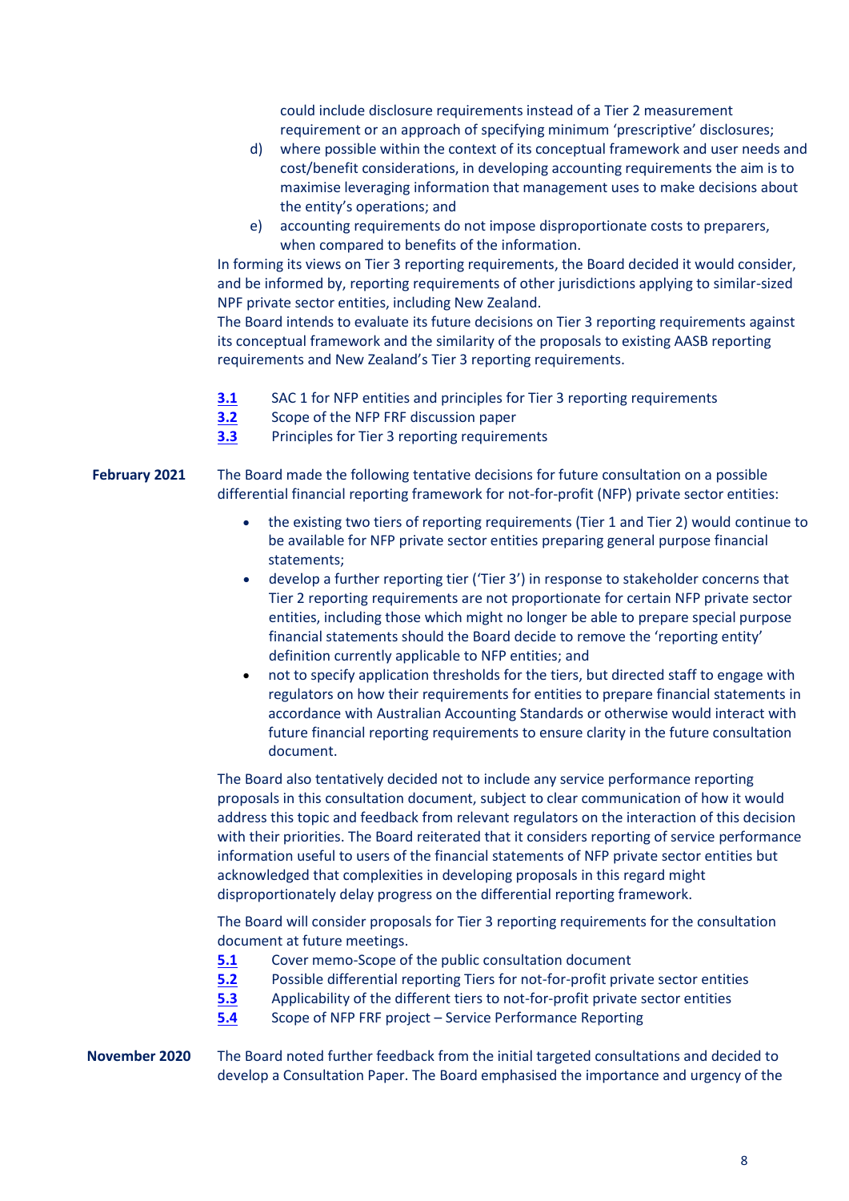could include disclosure requirements instead of a Tier 2 measurement requirement or an approach of specifying minimum 'prescriptive' disclosures;

d) where possible within the context of its conceptual framework and user needs and cost/benefit considerations, in developing accounting requirements the aim is to maximise leveraging information that management uses to make decisions about the entity's operations; and

e) accounting requirements do not impose disproportionate costs to preparers, when compared to benefits of the information.

In forming its views on Tier 3 reporting requirements, the Board decided it would consider, and be informed by, reporting requirements of other jurisdictions applying to similar-sized NPF private sector entities, including New Zealand.

The Board intends to evaluate its future decisions on Tier 3 reporting requirements against its conceptual framework and the similarity of the proposals to existing AASB reporting requirements and New Zealand's Tier 3 reporting requirements.

**3.1** SAC 1 for NFP entities and principles for Tier 3 reporting requirements
**3.2** Scope of the NFP FRF discussion paper
**3.3** Principles for Tier 3 reporting requirements

**February 2021**

The Board made the following tentative decisions for future consultation on a possible differential financial reporting framework for not-for-profit (NFP) private sector entities:

- the existing two tiers of reporting requirements (Tier 1 and Tier 2) would continue to be available for NFP private sector entities preparing general purpose financial statements;
- develop a further reporting tier ('Tier 3') in response to stakeholder concerns that Tier 2 reporting requirements are not proportionate for certain NFP private sector entities, including those which might no longer be able to prepare special purpose financial statements should the Board decide to remove the 'reporting entity' definition currently applicable to NFP entities; and
- not to specify application thresholds for the tiers, but directed staff to engage with regulators on how their requirements for entities to prepare financial statements in accordance with Australian Accounting Standards or otherwise would interact with future financial reporting requirements to ensure clarity in the future consultation document.

The Board also tentatively decided not to include any service performance reporting proposals in this consultation document, subject to clear communication of how it would address this topic and feedback from relevant regulators on the interaction of this decision with their priorities. The Board reiterated that it considers reporting of service performance information useful to users of the financial statements of NFP private sector entities but acknowledged that complexities in developing proposals in this regard might disproportionately delay progress on the differential reporting framework.

The Board will consider proposals for Tier 3 reporting requirements for the consultation document at future meetings.

**5.1** Cover memo-Scope of the public consultation document
**5.2** Possible differential reporting Tiers for not-for-profit private sector entities
**5.3** Applicability of the different tiers to not-for-profit private sector entities
**5.4** Scope of NFP FRF project – Service Performance Reporting

**November 2020**

The Board noted further feedback from the initial targeted consultations and decided to develop a Consultation Paper. The Board emphasised the importance and urgency of the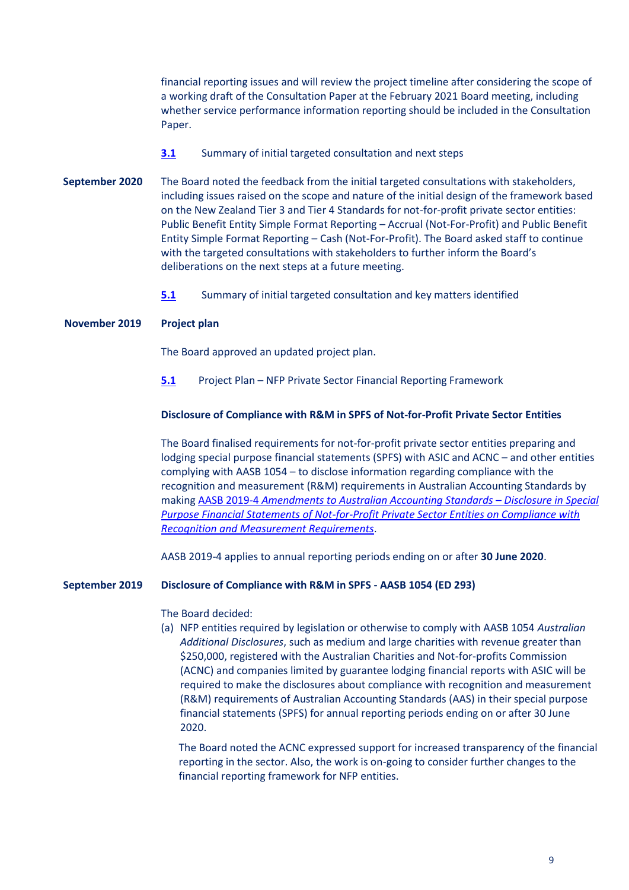financial reporting issues and will review the project timeline after considering the scope of a working draft of the Consultation Paper at the February 2021 Board meeting, including whether service performance information reporting should be included in the Consultation Paper.

[3.1] Summary of initial targeted consultation and next steps

**September 2020**

The Board noted the feedback from the initial targeted consultations with stakeholders, including issues raised on the scope and nature of the initial design of the framework based on the New Zealand Tier 3 and Tier 4 Standards for not-for-profit private sector entities: Public Benefit Entity Simple Format Reporting – Accrual (Not-For-Profit) and Public Benefit Entity Simple Format Reporting – Cash (Not-For-Profit). The Board asked staff to continue with the targeted consultations with stakeholders to further inform the Board's deliberations on the next steps at a future meeting.

[5.1] Summary of initial targeted consultation and key matters identified

**November 2019**

**Project plan**

The Board approved an updated project plan.

[5.1] Project Plan – NFP Private Sector Financial Reporting Framework

**Disclosure of Compliance with R&M in SPFS of Not-for-Profit Private Sector Entities**

The Board finalised requirements for not-for-profit private sector entities preparing and lodging special purpose financial statements (SPFS) with ASIC and ACNC – and other entities complying with AASB 1054 – to disclose information regarding compliance with the recognition and measurement (R&M) requirements in Australian Accounting Standards by making [AASB 2019-4 *Amendments to Australian Accounting Standards – Disclosure in Special Purpose Financial Statements of Not-for-Profit Private Sector Entities on Compliance with Recognition and Measurement Requirements*].

AASB 2019-4 applies to annual reporting periods ending on or after **30 June 2020**.

**September 2019**

**Disclosure of Compliance with R&M in SPFS - AASB 1054 (ED 293)**

The Board decided:

(a) NFP entities required by legislation or otherwise to comply with AASB 1054 *Australian Additional Disclosures*, such as medium and large charities with revenue greater than $250,000, registered with the Australian Charities and Not-for-profits Commission (ACNC) and companies limited by guarantee lodging financial reports with ASIC will be required to make the disclosures about compliance with recognition and measurement (R&M) requirements of Australian Accounting Standards (AAS) in their special purpose financial statements (SPFS) for annual reporting periods ending on or after 30 June 2020.

The Board noted the ACNC expressed support for increased transparency of the financial reporting in the sector. Also, the work is on-going to consider further changes to the financial reporting framework for NFP entities.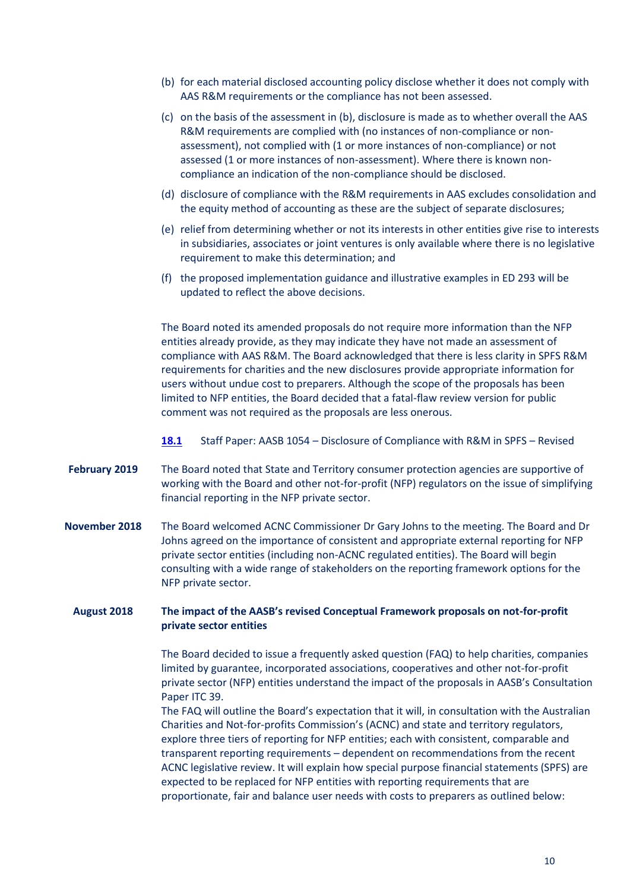(b) for each material disclosed accounting policy disclose whether it does not comply with AAS R&M requirements or the compliance has not been assessed.

(c) on the basis of the assessment in (b), disclosure is made as to whether overall the AAS R&M requirements are complied with (no instances of non-compliance or non-assessment), not complied with (1 or more instances of non-compliance) or not assessed (1 or more instances of non-assessment). Where there is known non-compliance an indication of the non-compliance should be disclosed.

(d) disclosure of compliance with the R&M requirements in AAS excludes consolidation and the equity method of accounting as these are the subject of separate disclosures;

(e) relief from determining whether or not its interests in other entities give rise to interests in subsidiaries, associates or joint ventures is only available where there is no legislative requirement to make this determination; and

(f) the proposed implementation guidance and illustrative examples in ED 293 will be updated to reflect the above decisions.

The Board noted its amended proposals do not require more information than the NFP entities already provide, as they may indicate they have not made an assessment of compliance with AAS R&M. The Board acknowledged that there is less clarity in SPFS R&M requirements for charities and the new disclosures provide appropriate information for users without undue cost to preparers. Although the scope of the proposals has been limited to NFP entities, the Board decided that a fatal-flaw review version for public comment was not required as the proposals are less onerous.

**18.1** Staff Paper: AASB 1054 – Disclosure of Compliance with R&M in SPFS – Revised

**February 2019**

The Board noted that State and Territory consumer protection agencies are supportive of working with the Board and other not-for-profit (NFP) regulators on the issue of simplifying financial reporting in the NFP private sector.

**November 2018**

The Board welcomed ACNC Commissioner Dr Gary Johns to the meeting. The Board and Dr Johns agreed on the importance of consistent and appropriate external reporting for NFP private sector entities (including non-ACNC regulated entities). The Board will begin consulting with a wide range of stakeholders on the reporting framework options for the NFP private sector.

**August 2018**

**The impact of the AASB's revised Conceptual Framework proposals on not-for-profit private sector entities**

The Board decided to issue a frequently asked question (FAQ) to help charities, companies limited by guarantee, incorporated associations, cooperatives and other not-for-profit private sector (NFP) entities understand the impact of the proposals in AASB's Consultation Paper ITC 39.

The FAQ will outline the Board's expectation that it will, in consultation with the Australian Charities and Not-for-profits Commission's (ACNC) and state and territory regulators, explore three tiers of reporting for NFP entities; each with consistent, comparable and transparent reporting requirements – dependent on recommendations from the recent ACNC legislative review. It will explain how special purpose financial statements (SPFS) are expected to be replaced for NFP entities with reporting requirements that are proportionate, fair and balance user needs with costs to preparers as outlined below: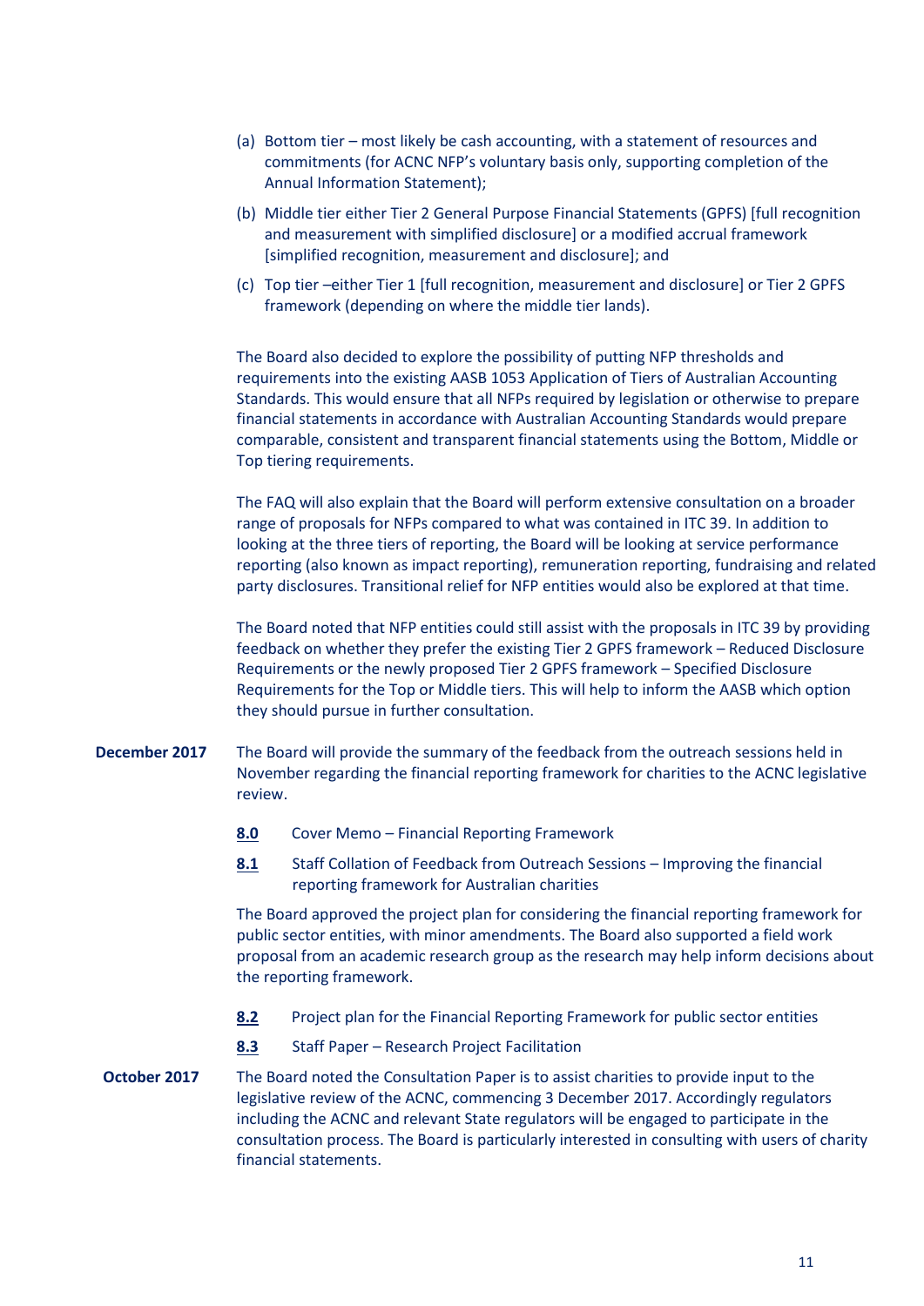(a) Bottom tier – most likely be cash accounting, with a statement of resources and commitments (for ACNC NFP's voluntary basis only, supporting completion of the Annual Information Statement);

(b) Middle tier either Tier 2 General Purpose Financial Statements (GPFS) [full recognition and measurement with simplified disclosure] or a modified accrual framework [simplified recognition, measurement and disclosure]; and

(c) Top tier –either Tier 1 [full recognition, measurement and disclosure] or Tier 2 GPFS framework (depending on where the middle tier lands).

The Board also decided to explore the possibility of putting NFP thresholds and requirements into the existing AASB 1053 Application of Tiers of Australian Accounting Standards. This would ensure that all NFPs required by legislation or otherwise to prepare financial statements in accordance with Australian Accounting Standards would prepare comparable, consistent and transparent financial statements using the Bottom, Middle or Top tiering requirements.

The FAQ will also explain that the Board will perform extensive consultation on a broader range of proposals for NFPs compared to what was contained in ITC 39. In addition to looking at the three tiers of reporting, the Board will be looking at service performance reporting (also known as impact reporting), remuneration reporting, fundraising and related party disclosures. Transitional relief for NFP entities would also be explored at that time.

The Board noted that NFP entities could still assist with the proposals in ITC 39 by providing feedback on whether they prefer the existing Tier 2 GPFS framework – Reduced Disclosure Requirements or the newly proposed Tier 2 GPFS framework – Specified Disclosure Requirements for the Top or Middle tiers. This will help to inform the AASB which option they should pursue in further consultation.

**December 2017**

The Board will provide the summary of the feedback from the outreach sessions held in November regarding the financial reporting framework for charities to the ACNC legislative review.

**8.0** Cover Memo – Financial Reporting Framework

**8.1** Staff Collation of Feedback from Outreach Sessions – Improving the financial reporting framework for Australian charities

The Board approved the project plan for considering the financial reporting framework for public sector entities, with minor amendments. The Board also supported a field work proposal from an academic research group as the research may help inform decisions about the reporting framework.

**8.2** Project plan for the Financial Reporting Framework for public sector entities

**8.3** Staff Paper – Research Project Facilitation

**October 2017**

The Board noted the Consultation Paper is to assist charities to provide input to the legislative review of the ACNC, commencing 3 December 2017. Accordingly regulators including the ACNC and relevant State regulators will be engaged to participate in the consultation process. The Board is particularly interested in consulting with users of charity financial statements.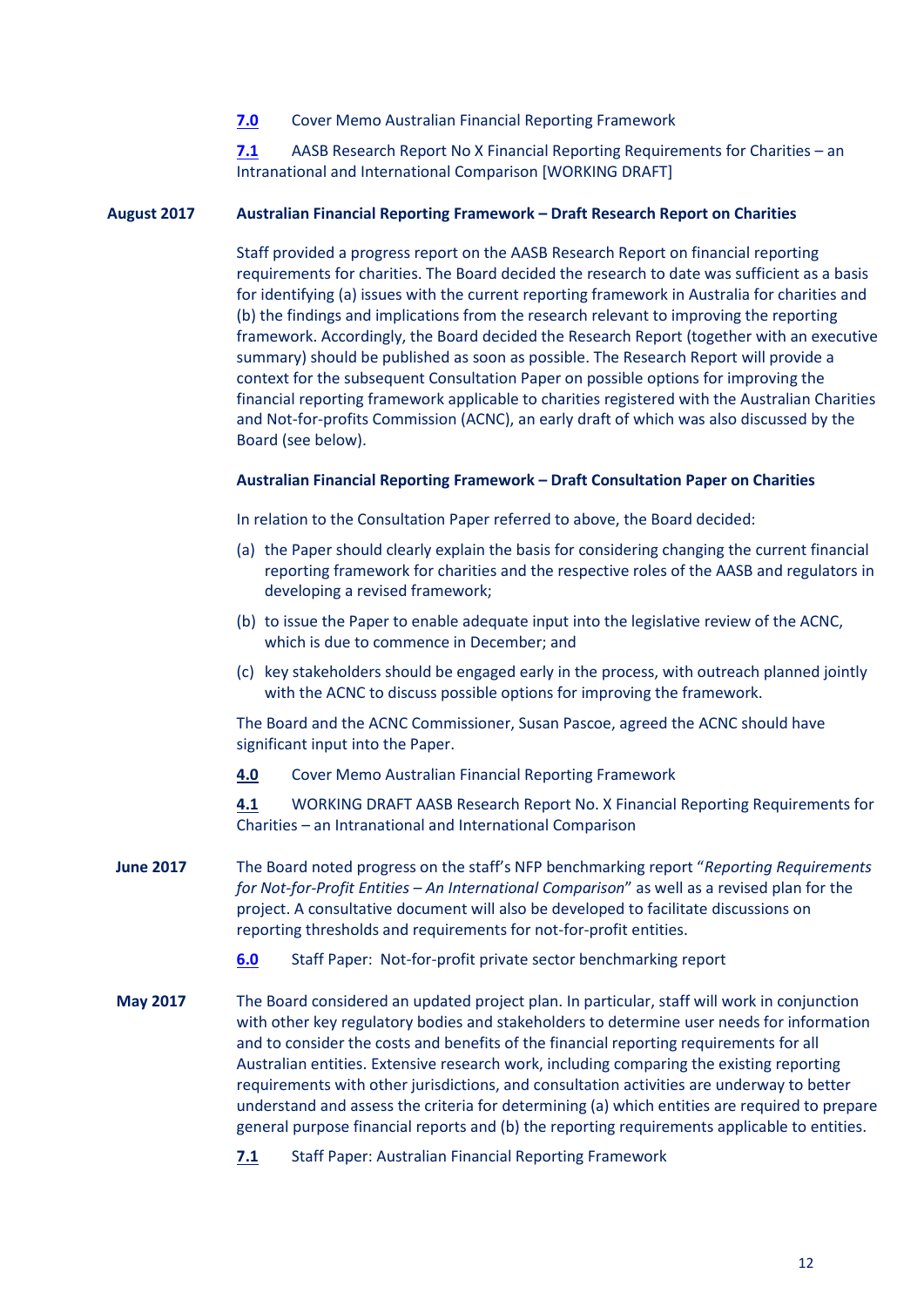**7.0** Cover Memo Australian Financial Reporting Framework

**7.1** AASB Research Report No X Financial Reporting Requirements for Charities – an Intranational and International Comparison [WORKING DRAFT]

**August 2017** **Australian Financial Reporting Framework – Draft Research Report on Charities**

Staff provided a progress report on the AASB Research Report on financial reporting requirements for charities. The Board decided the research to date was sufficient as a basis for identifying (a) issues with the current reporting framework in Australia for charities and (b) the findings and implications from the research relevant to improving the reporting framework. Accordingly, the Board decided the Research Report (together with an executive summary) should be published as soon as possible. The Research Report will provide a context for the subsequent Consultation Paper on possible options for improving the financial reporting framework applicable to charities registered with the Australian Charities and Not-for-profits Commission (ACNC), an early draft of which was also discussed by the Board (see below).

**Australian Financial Reporting Framework – Draft Consultation Paper on Charities**

In relation to the Consultation Paper referred to above, the Board decided:

(a) the Paper should clearly explain the basis for considering changing the current financial reporting framework for charities and the respective roles of the AASB and regulators in developing a revised framework;

(b) to issue the Paper to enable adequate input into the legislative review of the ACNC, which is due to commence in December; and

(c) key stakeholders should be engaged early in the process, with outreach planned jointly with the ACNC to discuss possible options for improving the framework.

The Board and the ACNC Commissioner, Susan Pascoe, agreed the ACNC should have significant input into the Paper.

**4.0** Cover Memo Australian Financial Reporting Framework

**4.1** WORKING DRAFT AASB Research Report No. X Financial Reporting Requirements for Charities – an Intranational and International Comparison

**June 2017** The Board noted progress on the staff's NFP benchmarking report "*Reporting Requirements for Not-for-Profit Entities – An International Comparison*" as well as a revised plan for the project. A consultative document will also be developed to facilitate discussions on reporting thresholds and requirements for not-for-profit entities.

**6.0** Staff Paper: Not-for-profit private sector benchmarking report

**May 2017** The Board considered an updated project plan. In particular, staff will work in conjunction with other key regulatory bodies and stakeholders to determine user needs for information and to consider the costs and benefits of the financial reporting requirements for all Australian entities. Extensive research work, including comparing the existing reporting requirements with other jurisdictions, and consultation activities are underway to better understand and assess the criteria for determining (a) which entities are required to prepare general purpose financial reports and (b) the reporting requirements applicable to entities.

**7.1** Staff Paper: Australian Financial Reporting Framework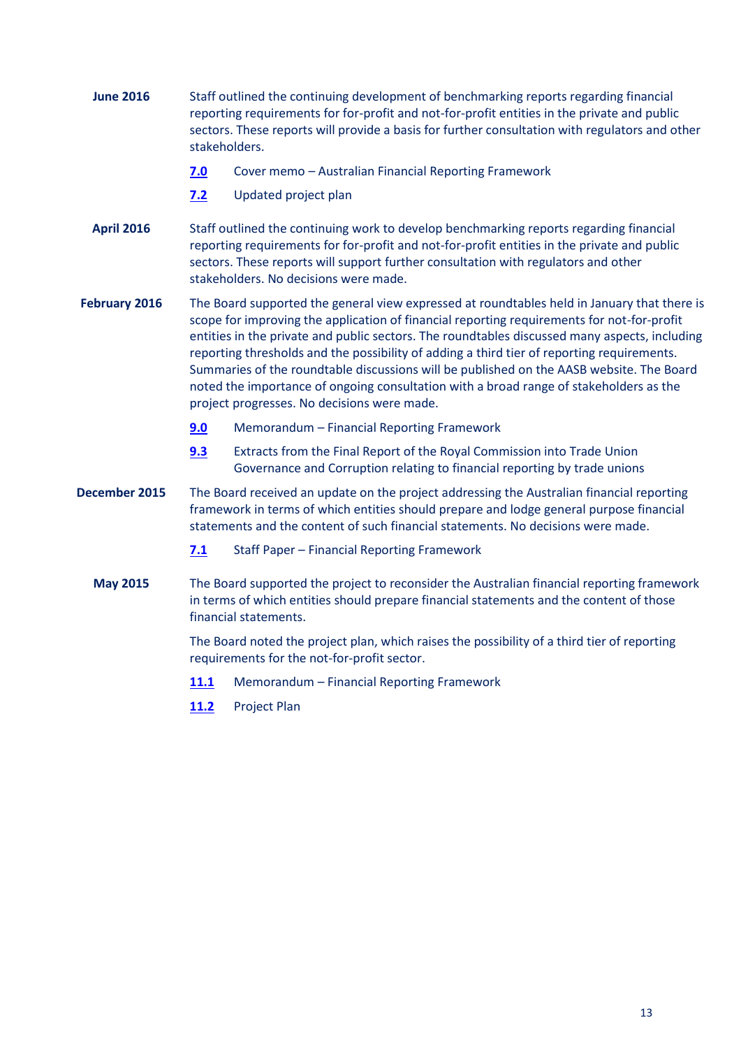**June 2016**

Staff outlined the continuing development of benchmarking reports regarding financial reporting requirements for for-profit and not-for-profit entities in the private and public sectors. These reports will provide a basis for further consultation with regulators and other stakeholders.

- **7.0** Cover memo – Australian Financial Reporting Framework
- **7.2** Updated project plan

**April 2016**

Staff outlined the continuing work to develop benchmarking reports regarding financial reporting requirements for for-profit and not-for-profit entities in the private and public sectors. These reports will support further consultation with regulators and other stakeholders. No decisions were made.

**February 2016**

The Board supported the general view expressed at roundtables held in January that there is scope for improving the application of financial reporting requirements for not-for-profit entities in the private and public sectors. The roundtables discussed many aspects, including reporting thresholds and the possibility of adding a third tier of reporting requirements. Summaries of the roundtable discussions will be published on the AASB website. The Board noted the importance of ongoing consultation with a broad range of stakeholders as the project progresses. No decisions were made.

- **9.0** Memorandum – Financial Reporting Framework
- **9.3** Extracts from the Final Report of the Royal Commission into Trade Union Governance and Corruption relating to financial reporting by trade unions

**December 2015**

The Board received an update on the project addressing the Australian financial reporting framework in terms of which entities should prepare and lodge general purpose financial statements and the content of such financial statements. No decisions were made.

- **7.1** Staff Paper – Financial Reporting Framework

**May 2015**

The Board supported the project to reconsider the Australian financial reporting framework in terms of which entities should prepare financial statements and the content of those financial statements.

The Board noted the project plan, which raises the possibility of a third tier of reporting requirements for the not-for-profit sector.

- **11.1** Memorandum – Financial Reporting Framework
- **11.2** Project Plan